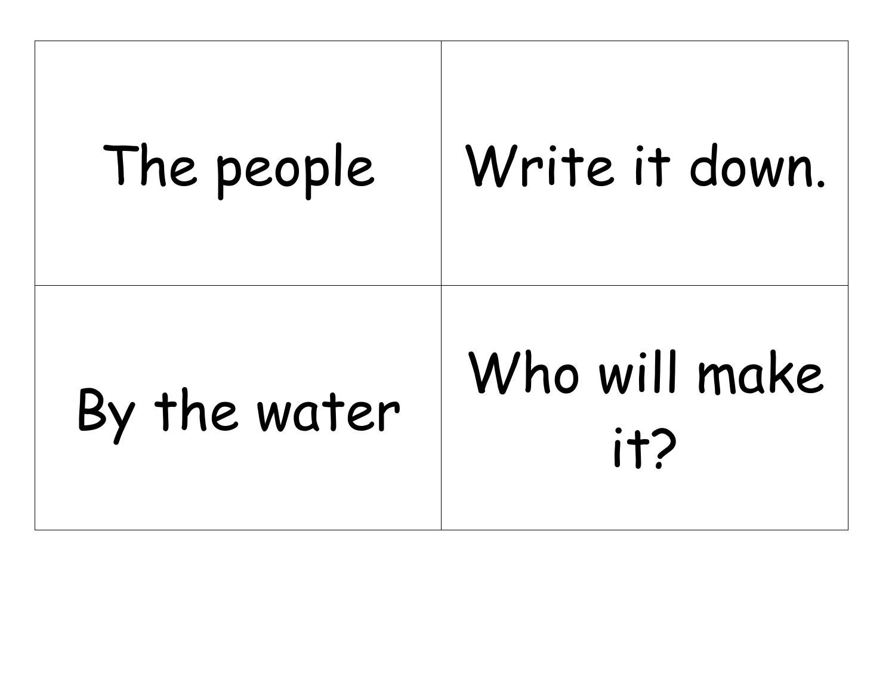| The people | Write it down. |
| --- | --- |
| By the water | Who will make it? |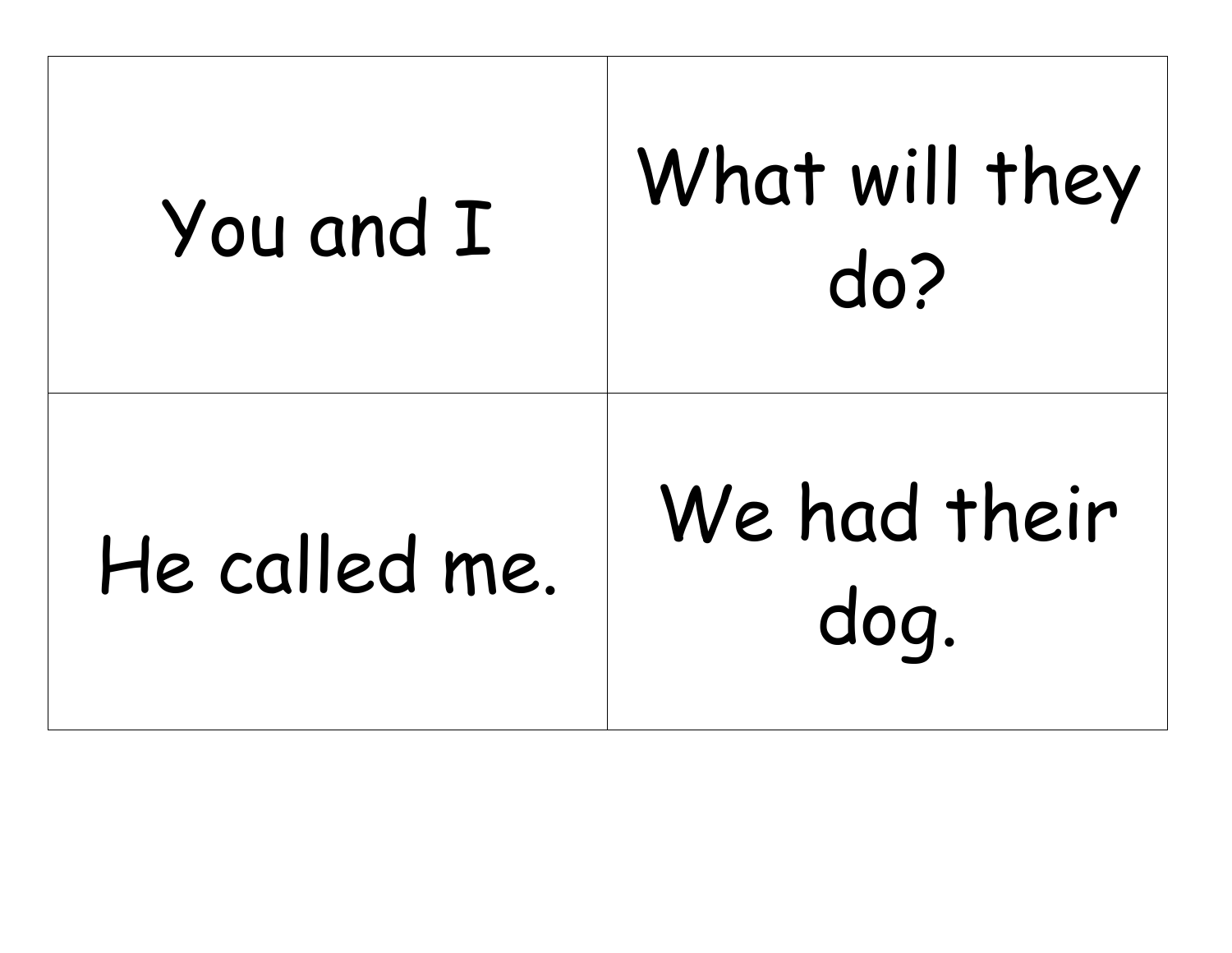| | |
|---|---|
| You and I | What will they do? |
| He called me. | We had their dog. |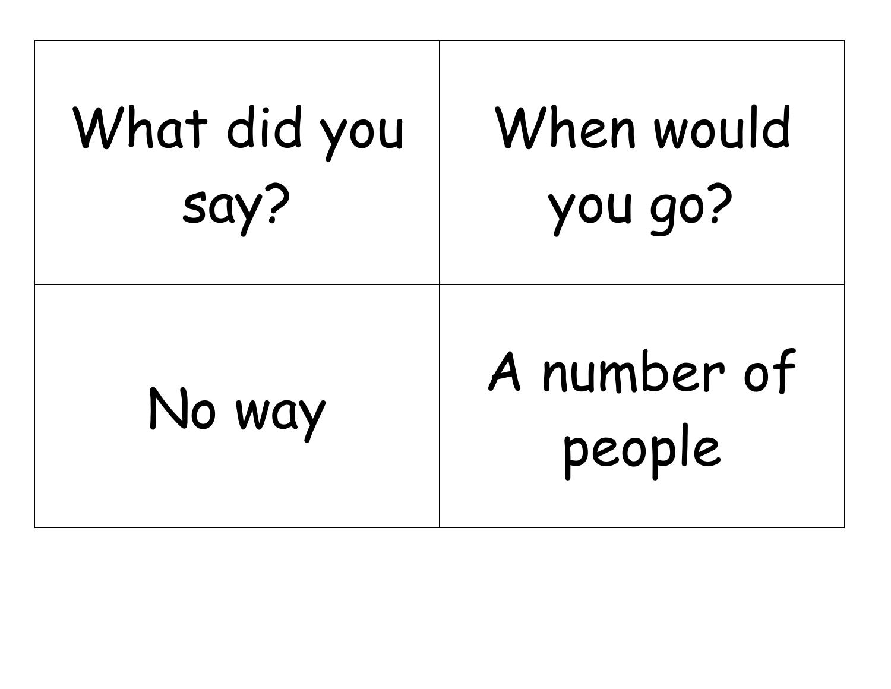| What did you say? | When would you go? |
| --- | --- |
| No way | A number of people |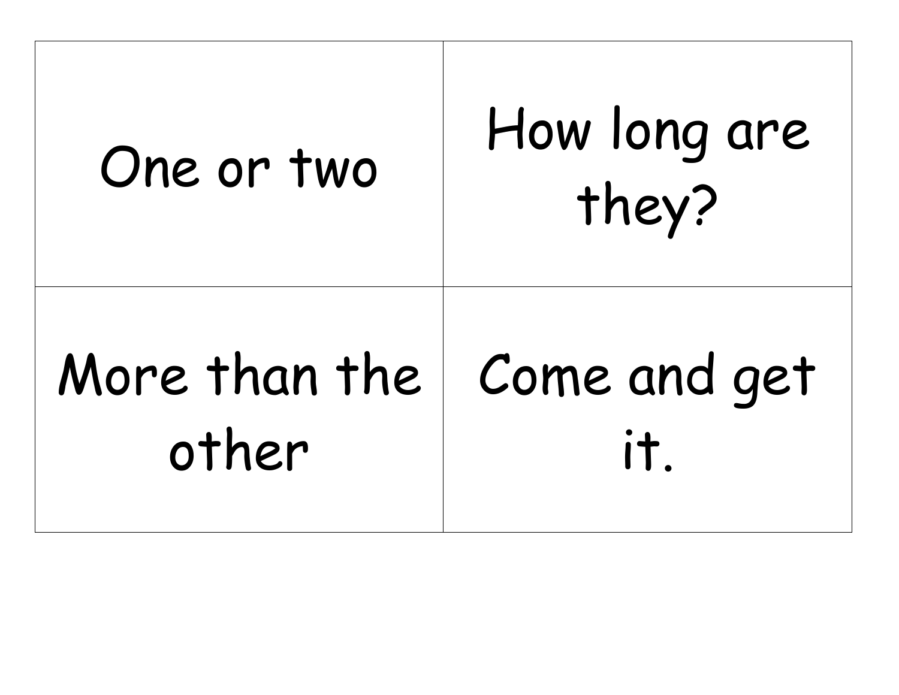| | |
|---|---|
| One or two | How long are they? |
| More than the other | Come and get it. |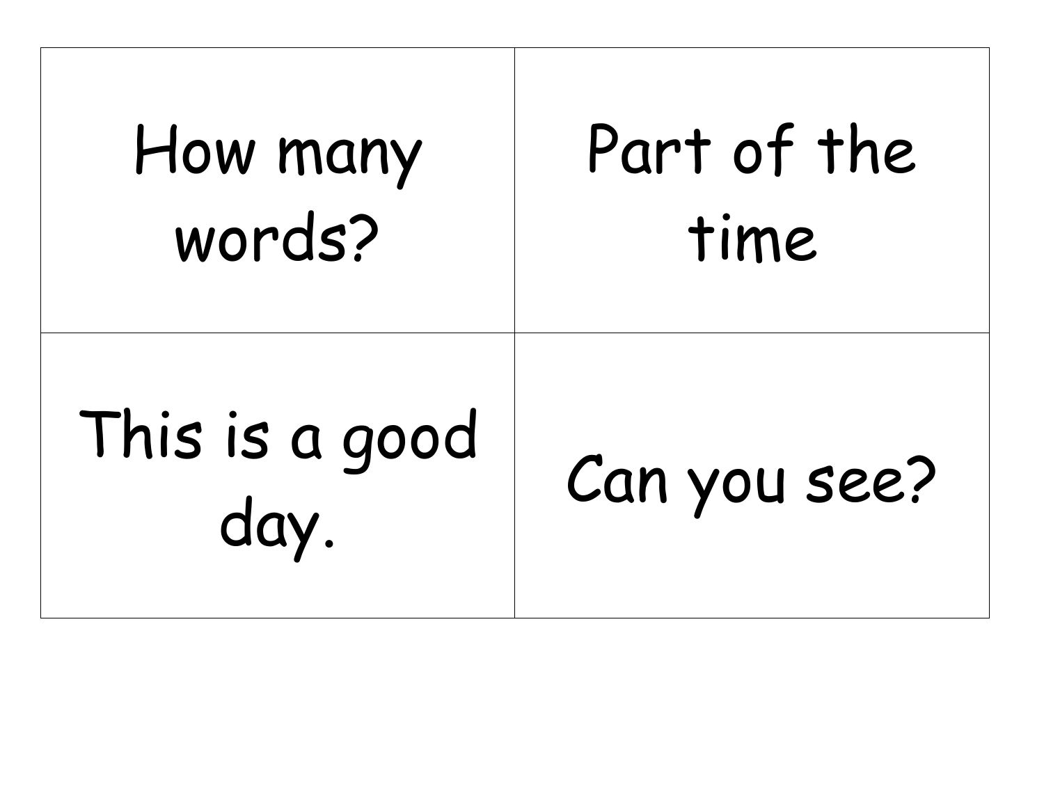| | |
|---|---|
| How many words? | Part of the time |
| This is a good day. | Can you see? |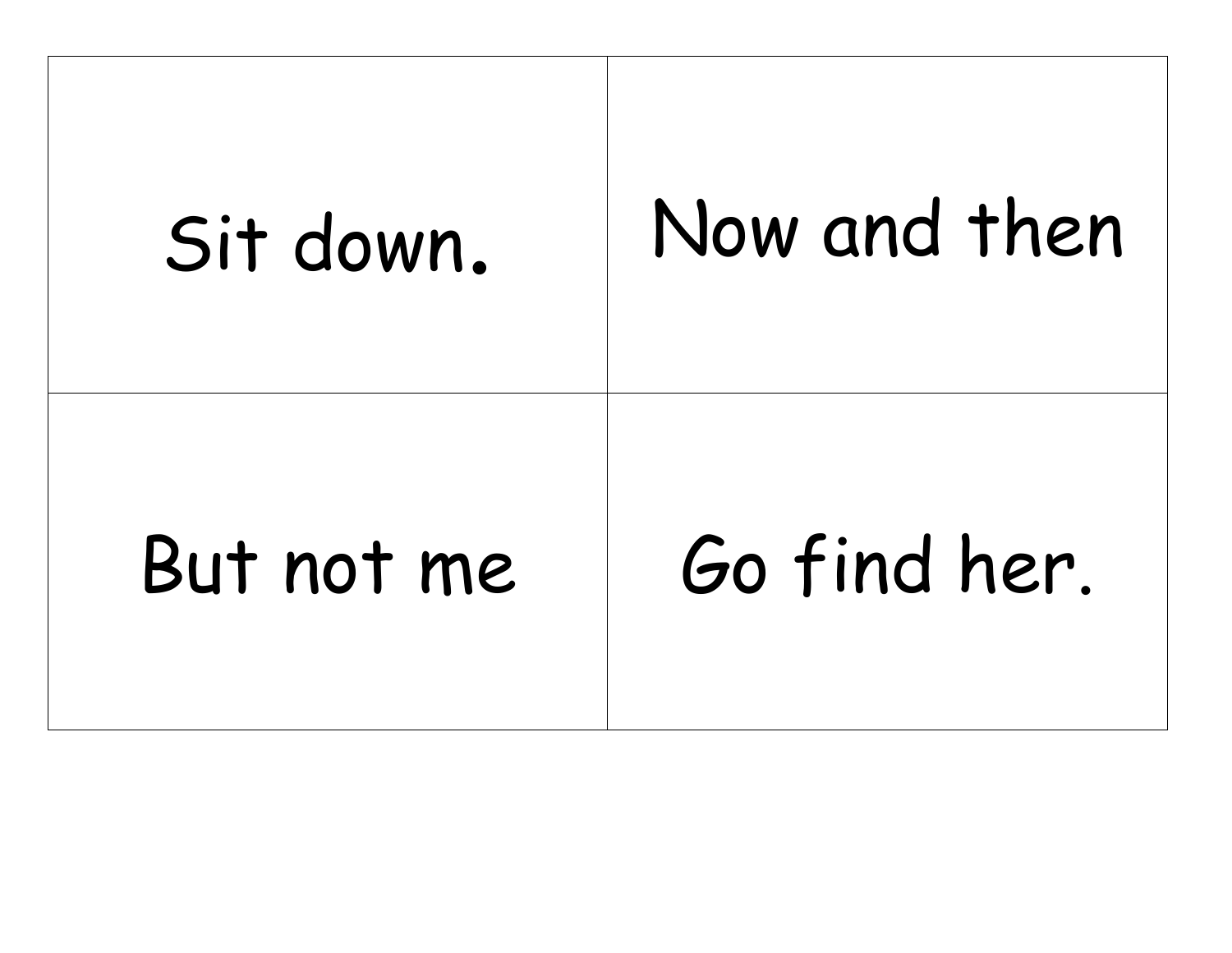| Sit down. | Now and then |
| --- | --- |
| But not me | Go find her. |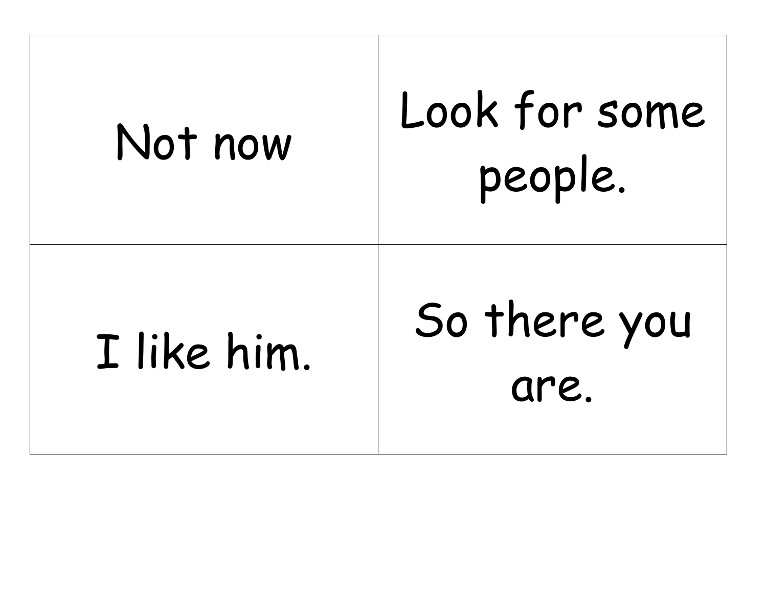| | |
|---|---|
| Not now | Look for some people. |
| I like him. | So there you are. |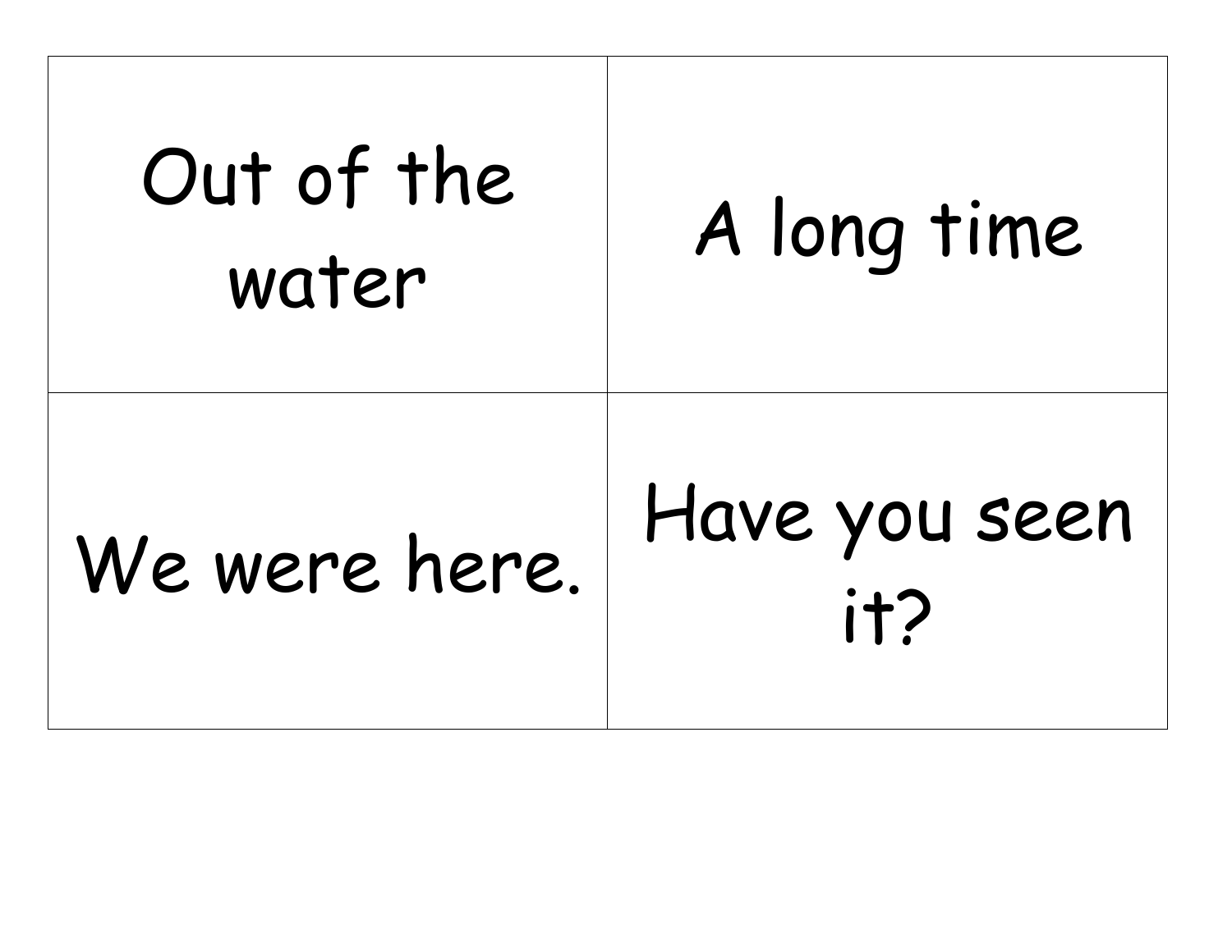| | |
|---|---|
| Out of the water | A long time |
| We were here. | Have you seen it? |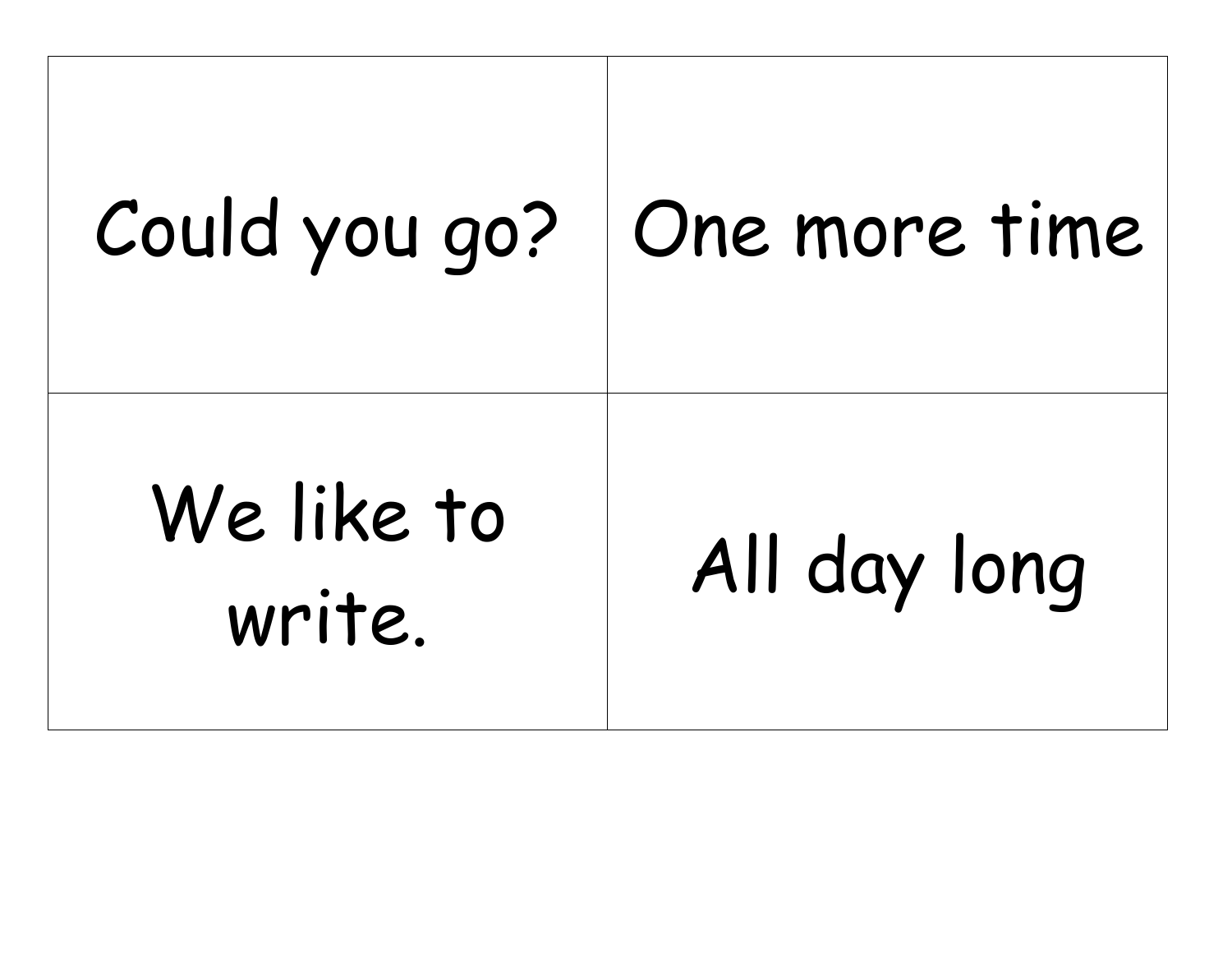| | |
|---|---|
| Could you go? | One more time |
| We like to write. | All day long |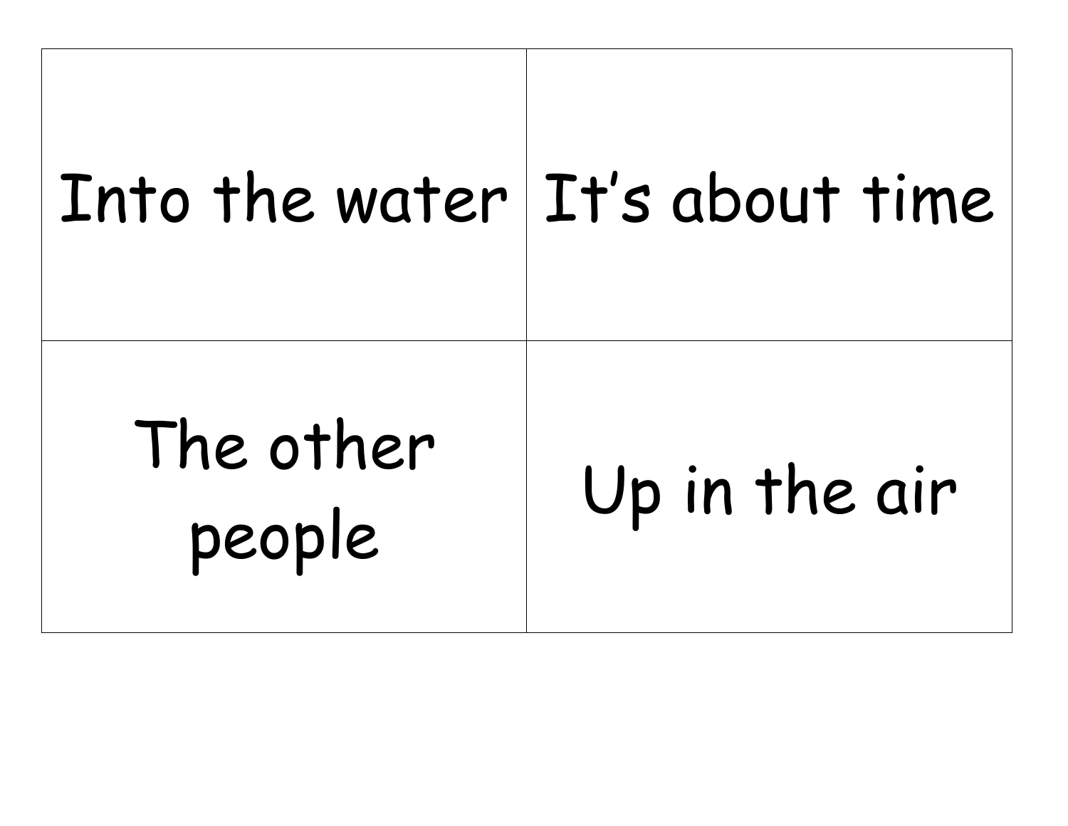| | |
|---|---|
| Into the water | It's about time |
| The other people | Up in the air |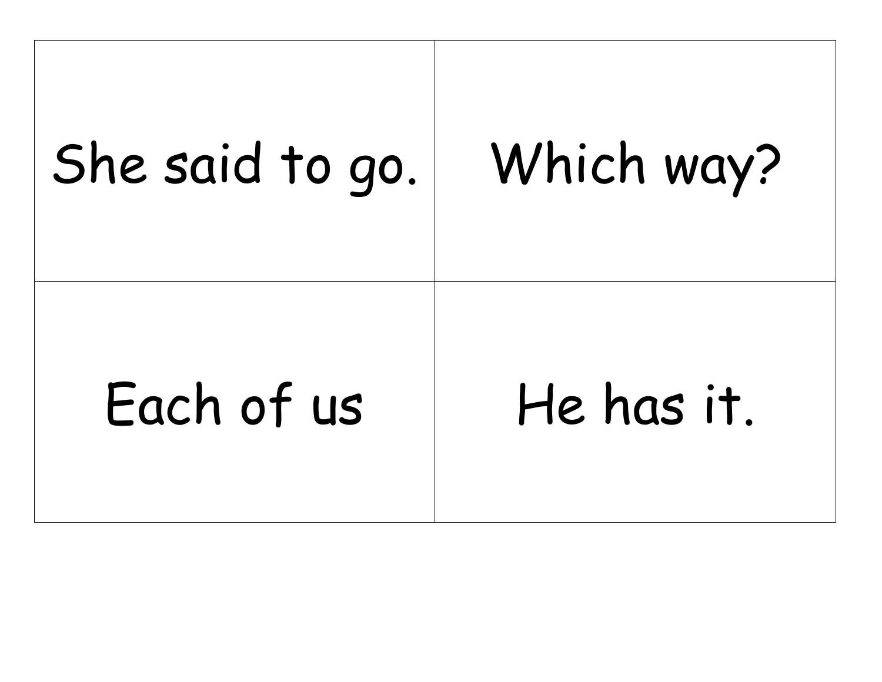| She said to go. | Which way? |
| --- | --- |
| Each of us | He has it. |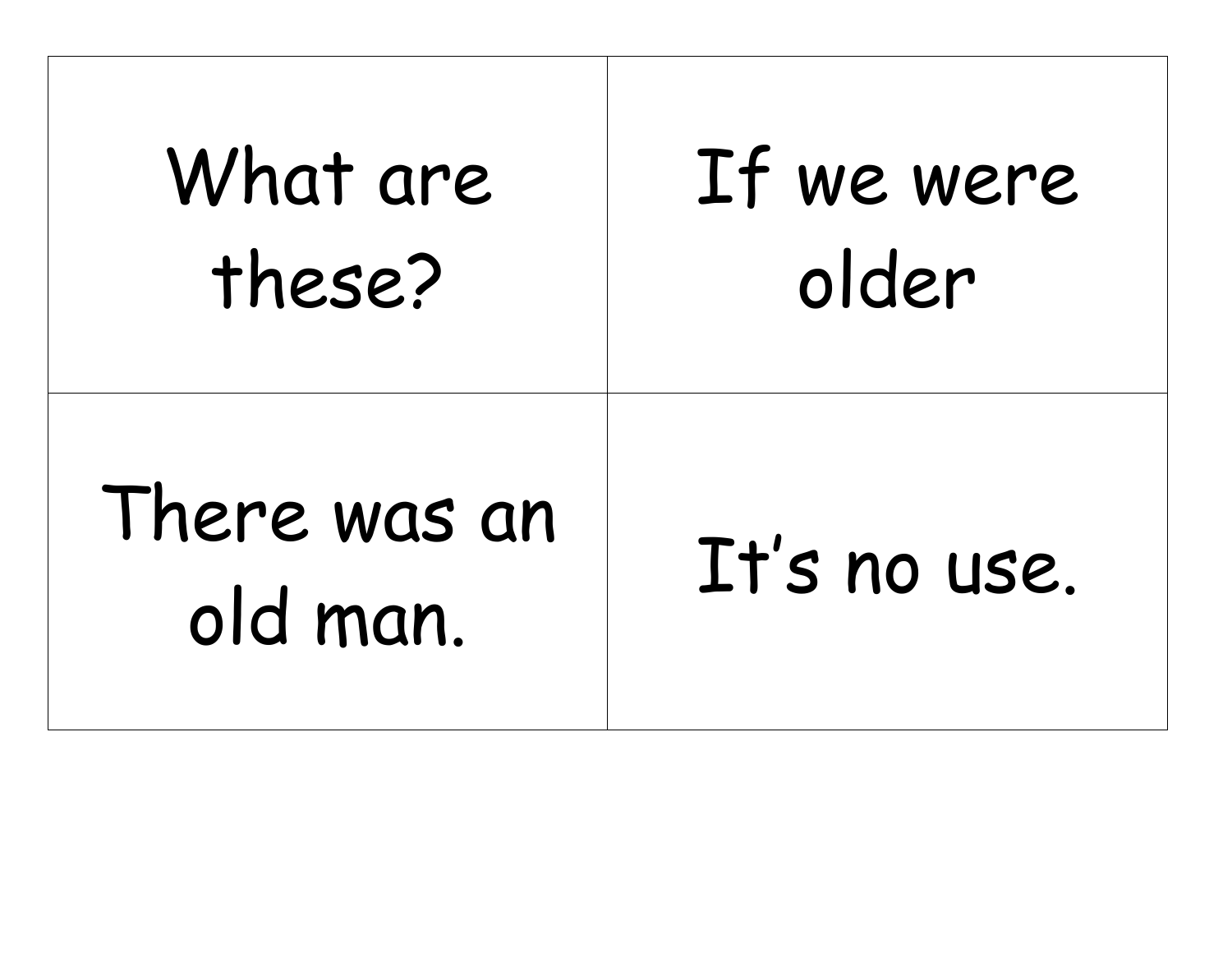| What are these? | If we were older |
|---|---|
| There was an old man. | It's no use. |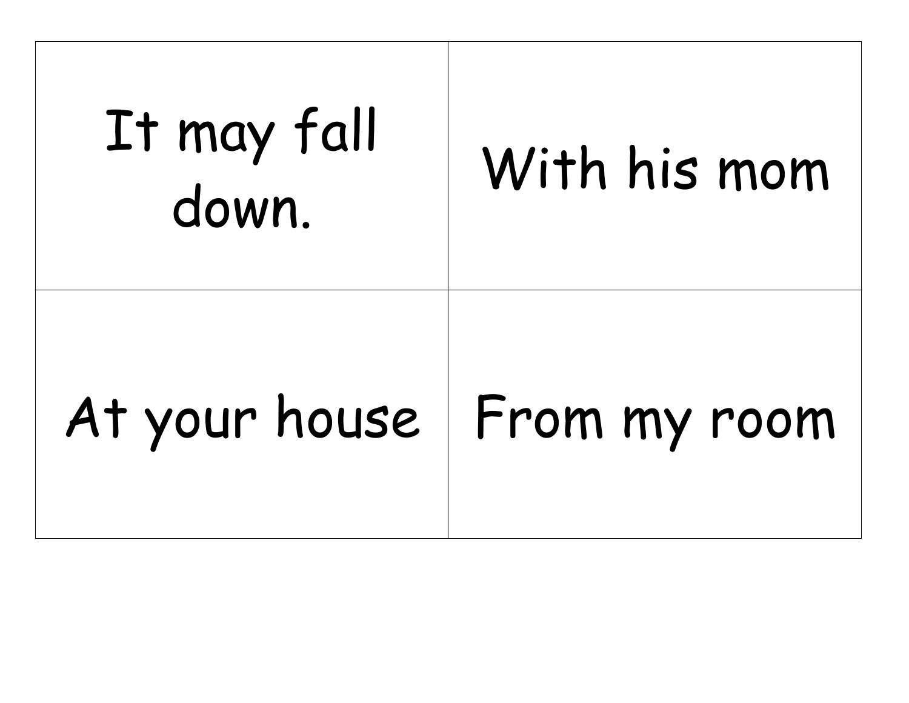| | |
|---|---|
| It may fall down. | With his mom |
| At your house | From my room |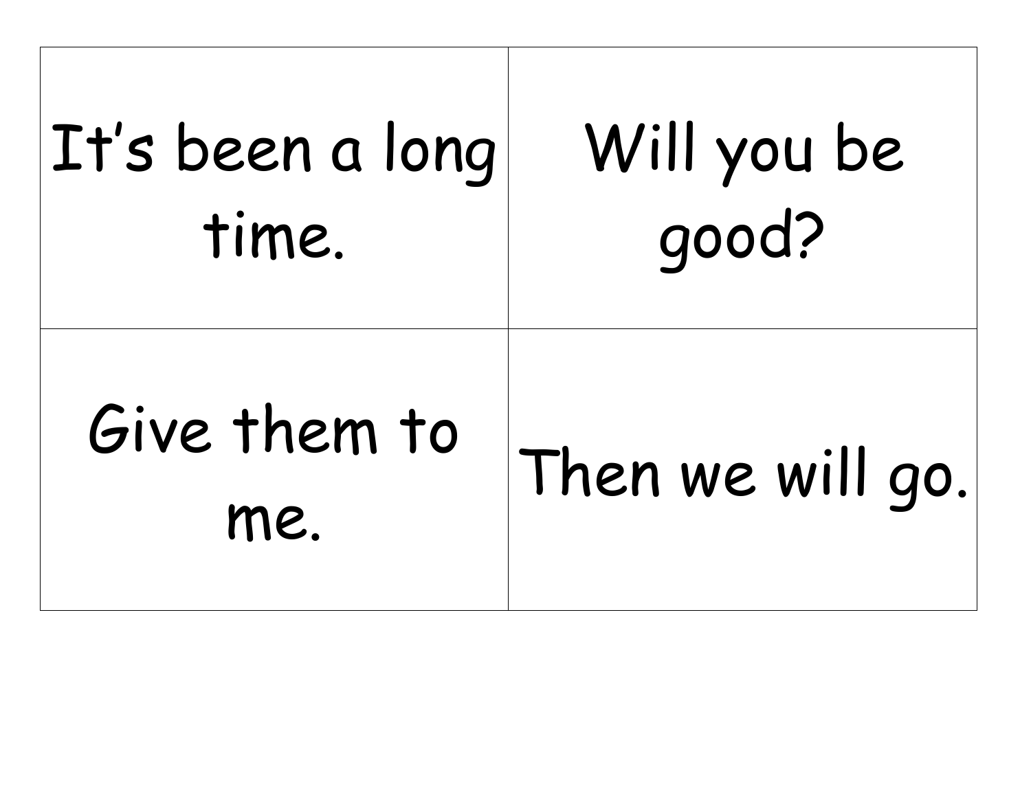| | |
|---|---|
| It's been a long time. | Will you be good? |
| Give them to me. | Then we will go. |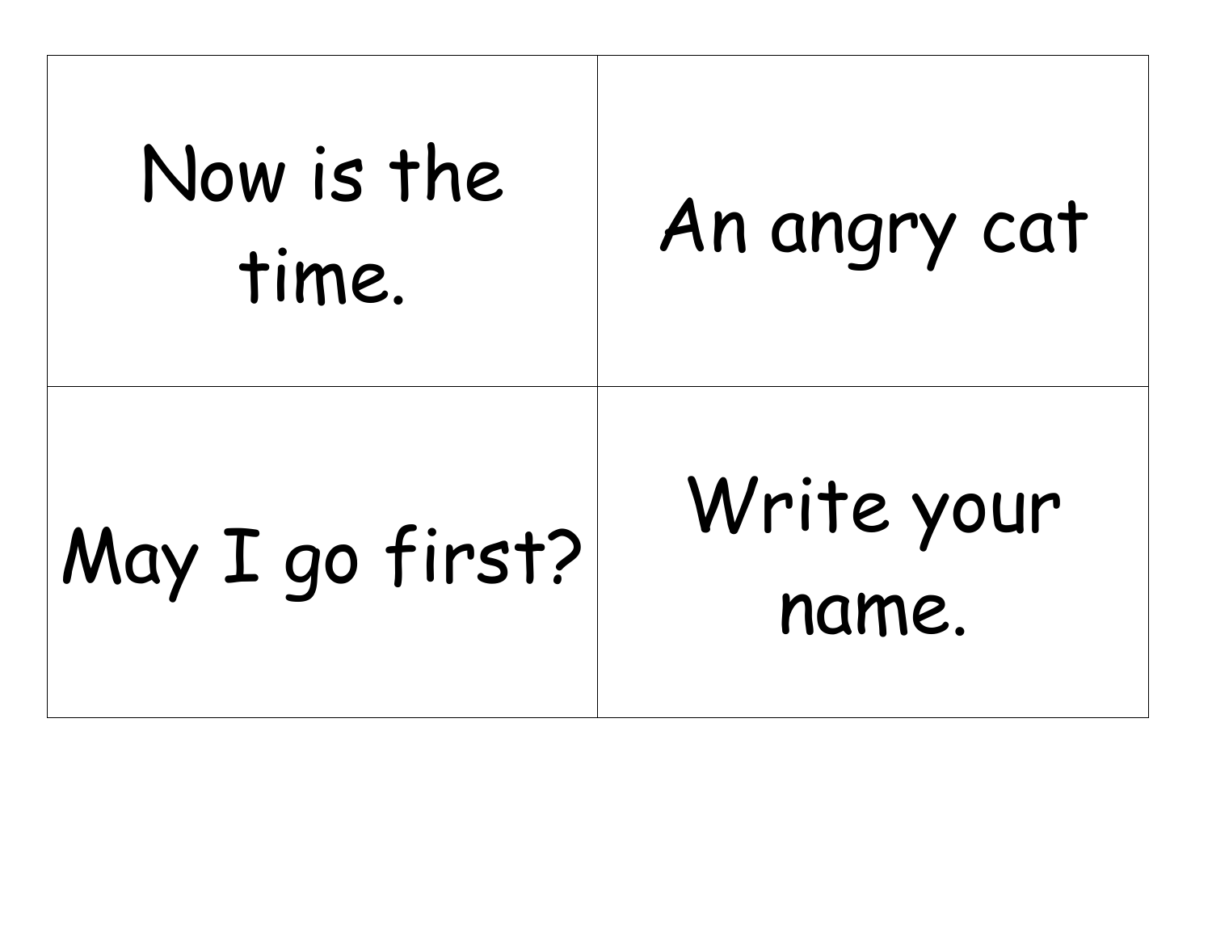| | |
|---|---|
| Now is the time. | An angry cat |
| May I go first? | Write your name. |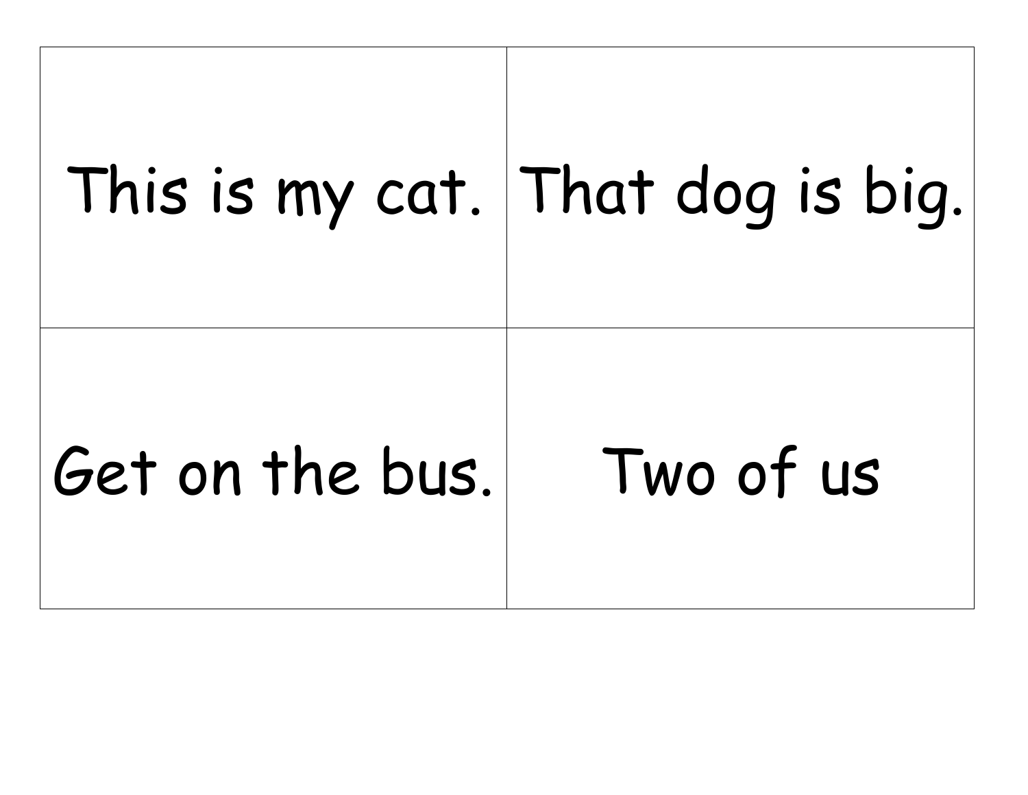| | |
|---|---|
| This is my cat. | That dog is big. |
| Get on the bus. | Two of us |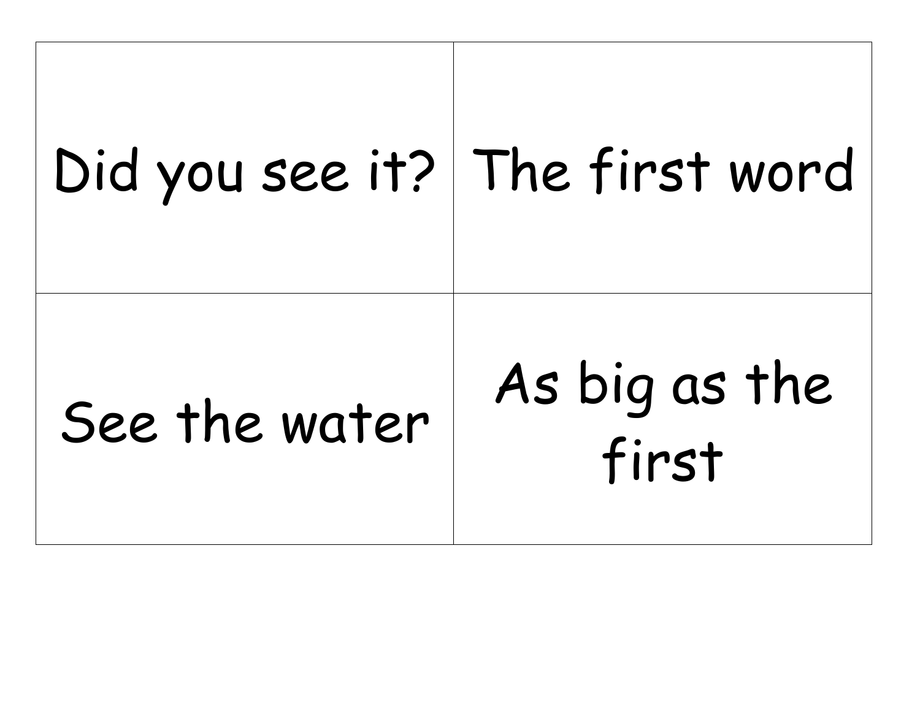| | |
|---|---|
| Did you see it? | The first word |
| See the water | As big as the first |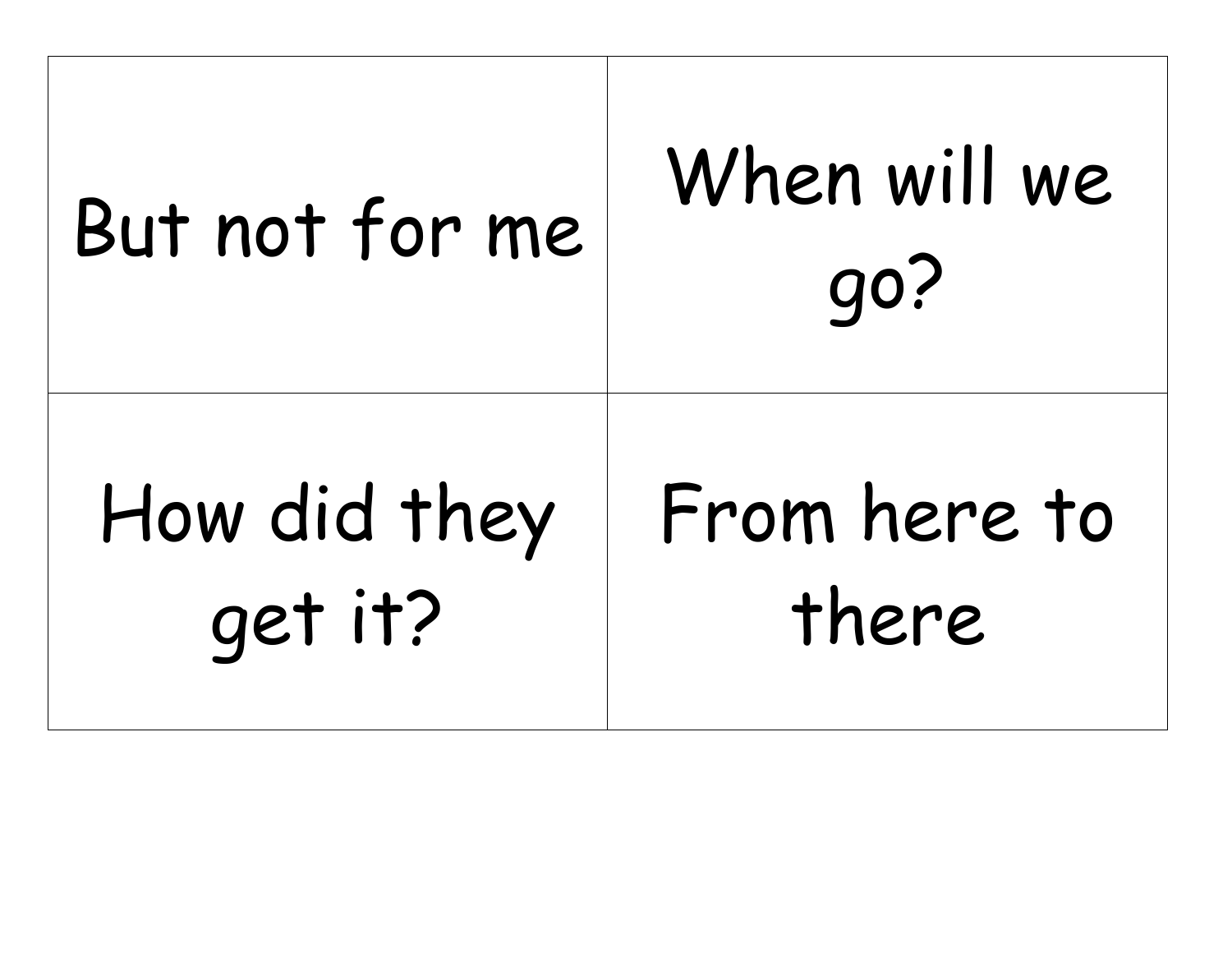| But not for me | When will we go? |
|---|---|
| How did they get it? | From here to there |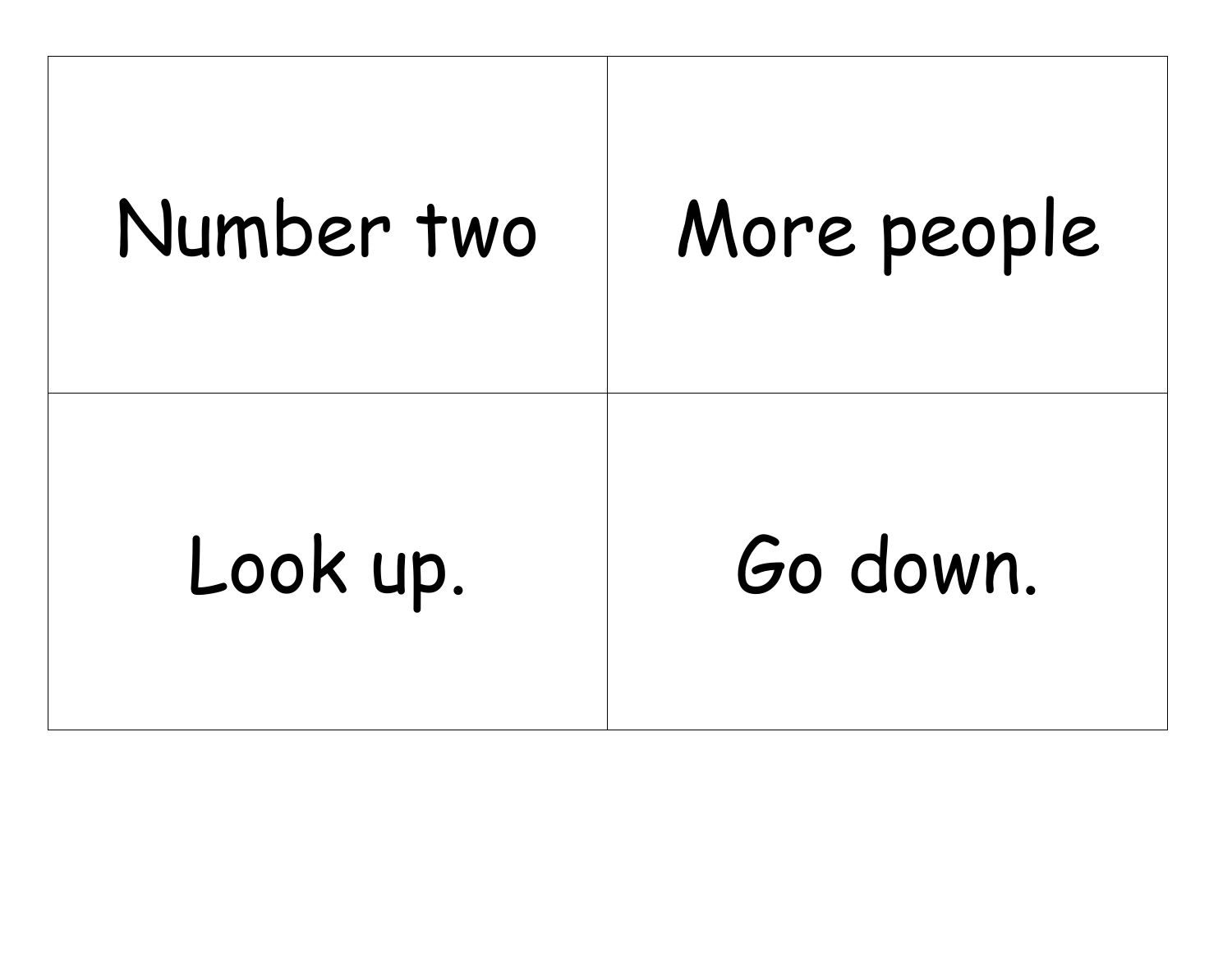| Number two | More people |
| --- | --- |
| Look up. | Go down. |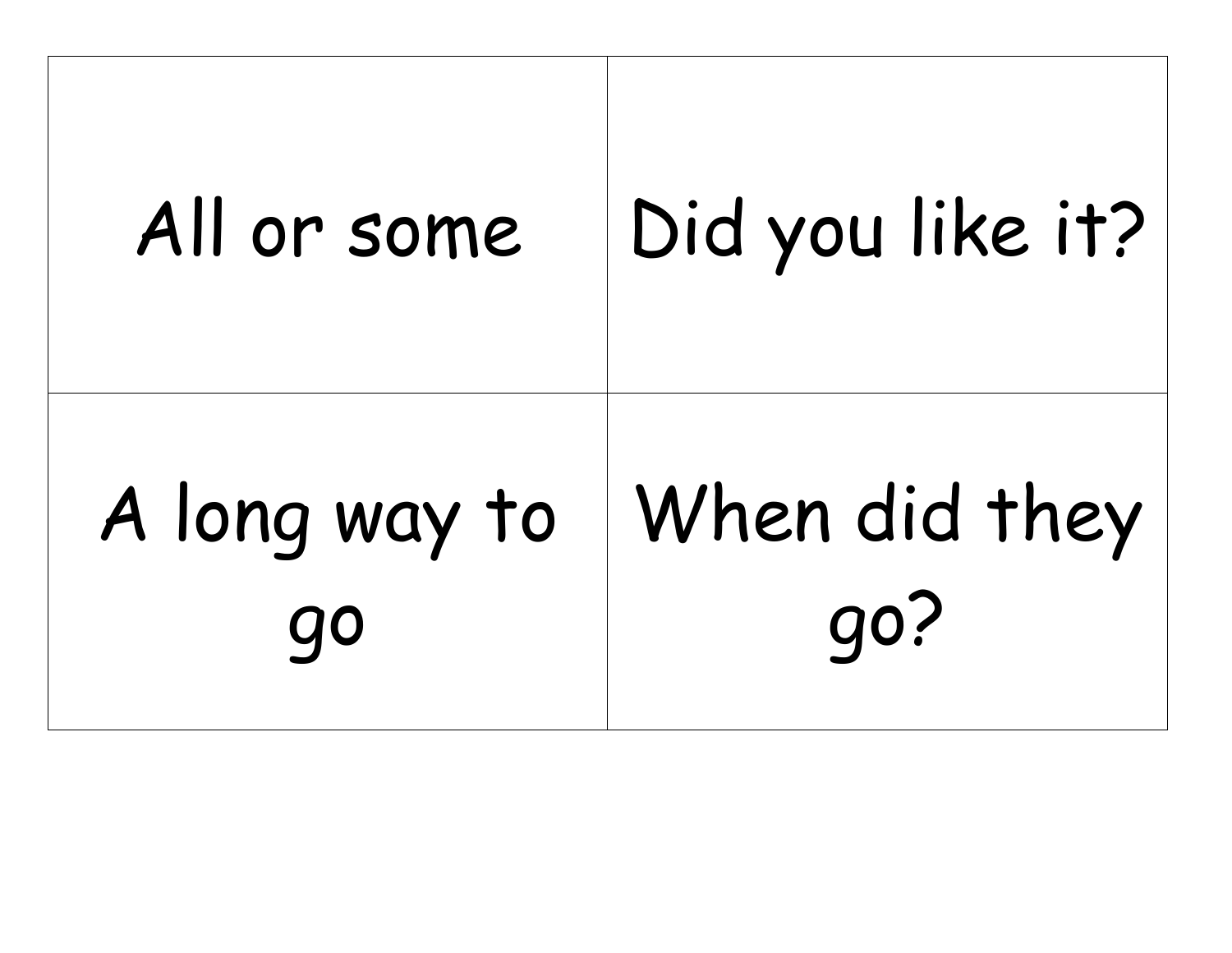| All or some | Did you like it? |
| --- | --- |
| A long way to go | When did they go? |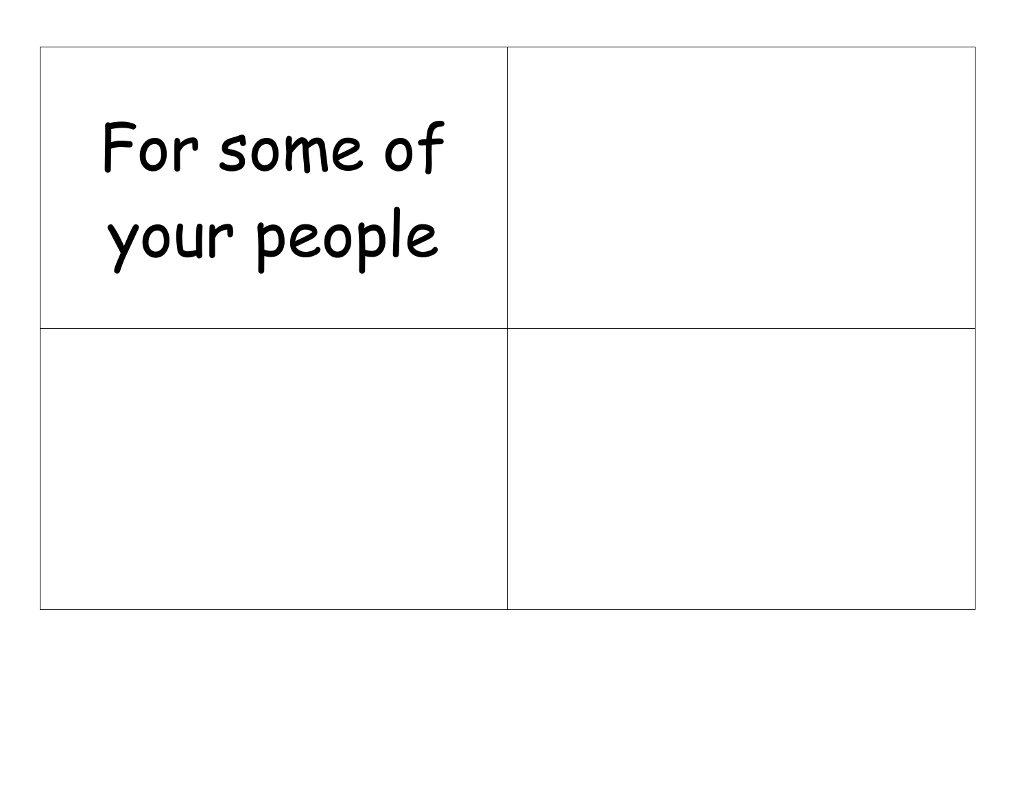| | |
|---|---|
| For some of your people | |
| | |